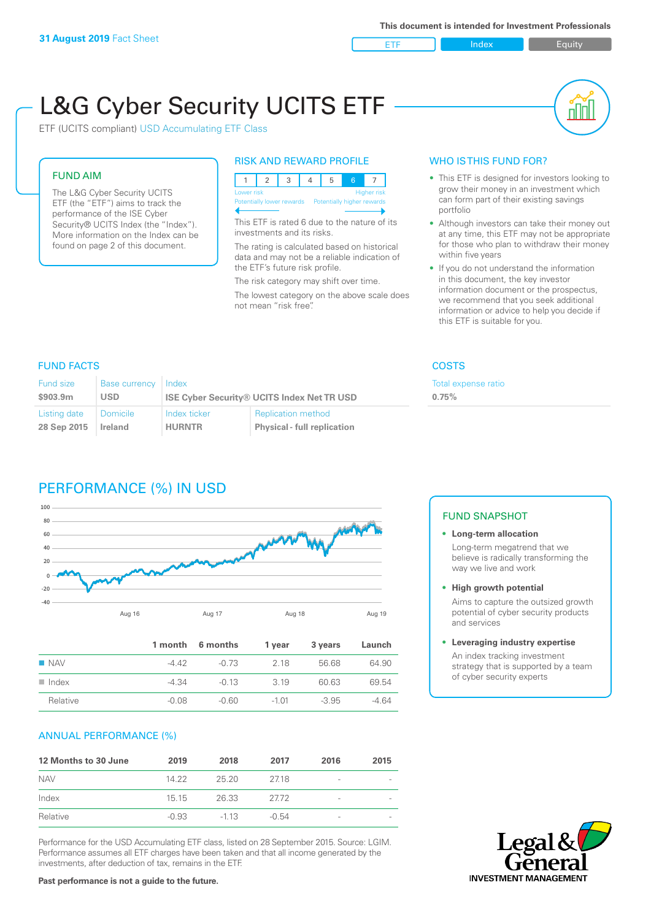**31 August 2019** Fact Sheet

This document is intended for Investment Professionals

ETF | Index | Equity

# L&G Cyber Security UCITS ETF

ETF (UCITS compliant) USD Accumulating ETF Class

## FUND AIM

The L&G Cyber Security UCITS ETF (the "ETF") aims to track the performance of the ISE Cyber Security® UCITS Index (the "Index"). More information on the Index can be found on page 2 of this document.

## RISK AND REWARD PROFILE

| 1 | 2 | 3 | 4 | 5 | 6 | 7 |
|---|---|---|---|---|---|---|

Lower risk — Higher risk
Potentially lower rewards — Potentially higher rewards

This ETF is rated 6 due to the nature of its investments and its risks.

The rating is calculated based on historical data and may not be a reliable indication of the ETF's future risk profile.

The risk category may shift over time.

The lowest category on the above scale does not mean "risk free".

## WHO IS THIS FUND FOR?

- This ETF is designed for investors looking to grow their money in an investment which can form part of their existing savings portfolio
- Although investors can take their money out at any time, this ETF may not be appropriate for those who plan to withdraw their money within five years
- If you do not understand the information in this document, the key investor information document or the prospectus, we recommend that you seek additional information or advice to help you decide if this ETF is suitable for you.

## FUND FACTS

| Fund size | Base currency | Index | |
|---|---|---|---|
| $903.9m | USD | ISE Cyber Security® UCITS Index Net TR USD | |
| **Listing date** | **Domicile** | **Index ticker** | **Replication method** |
| 28 Sep 2015 | Ireland | HURNTR | Physical - full replication |

## COSTS

Total expense ratio
**0.75%**

## PERFORMANCE (%) IN USD

| | 1 month | 6 months | 1 year | 3 years | Launch |
|---|---|---|---|---|---|
| NAV | -4.42 | -0.73 | 2.18 | 56.68 | 64.90 |
| Index | -4.34 | -0.13 | 3.19 | 60.63 | 69.54 |
| Relative | -0.08 | -0.60 | -1.01 | -3.95 | -4.64 |

## FUND SNAPSHOT

- **Long-term allocation**
  Long-term megatrend that we believe is radically transforming the way we live and work
- **High growth potential**
  Aims to capture the outsized growth potential of cyber security products and services
- **Leveraging industry expertise**
  An index tracking investment strategy that is supported by a team of cyber security experts

## ANNUAL PERFORMANCE (%)

| 12 Months to 30 June | 2019 | 2018 | 2017 | 2016 | 2015 |
|---|---|---|---|---|---|
| NAV | 14.22 | 25.20 | 27.18 | - | - |
| Index | 15.15 | 26.33 | 27.72 | - | - |
| Relative | -0.93 | -1.13 | -0.54 | - | - |

Performance for the USD Accumulating ETF class, listed on 28 September 2015. Source: LGIM. Performance assumes all ETF charges have been taken and that all income generated by the investments, after deduction of tax, remains in the ETF.

**Past performance is not a guide to the future.**

Legal & General INVESTMENT MANAGEMENT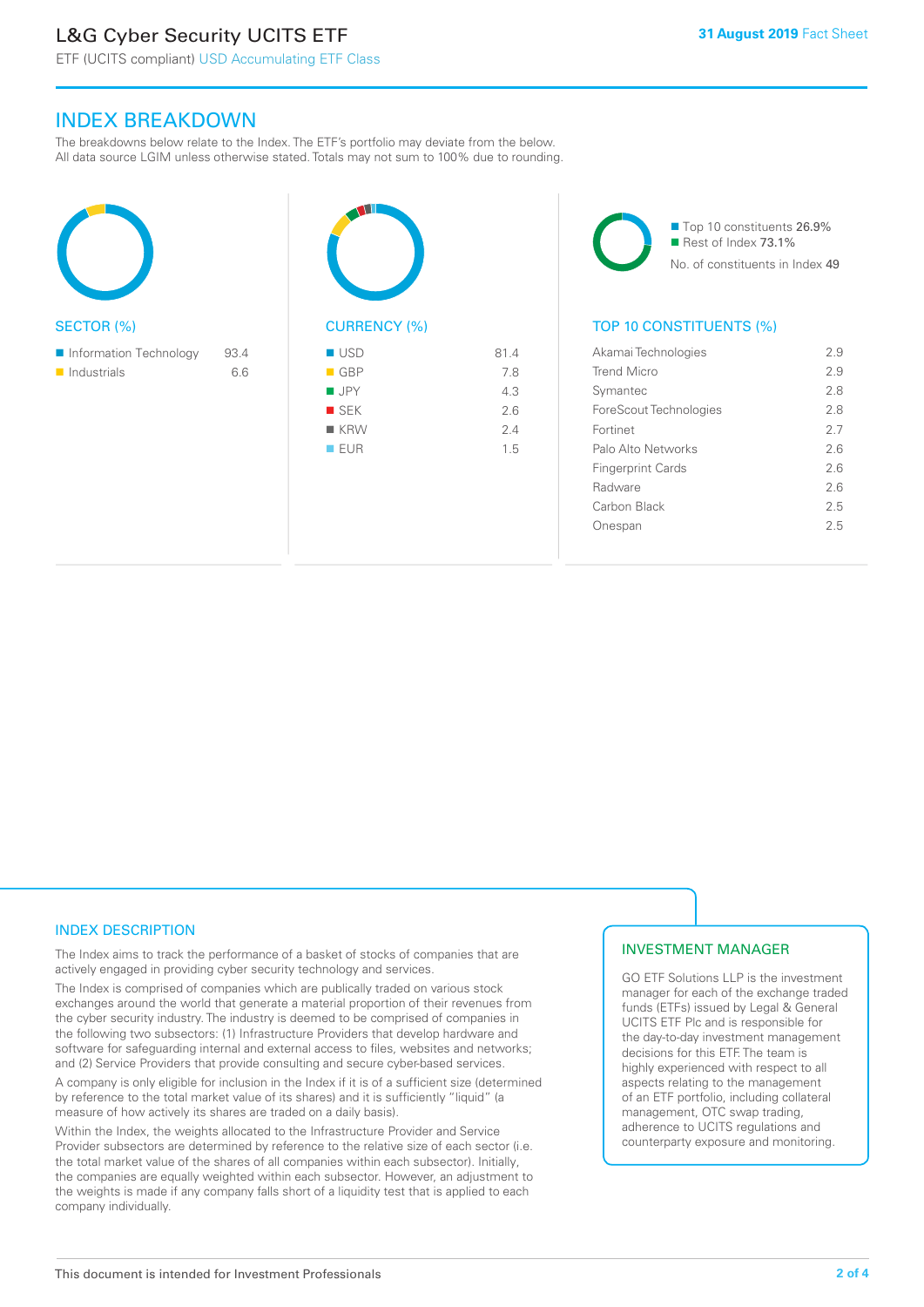## INDEX BREAKDOWN

The breakdowns below relate to the Index. The ETF's portfolio may deviate from the below. All data source LGIM unless otherwise stated. Totals may not sum to 100% due to rounding.

### SECTOR (%)

| Sector | % |
|---|---|
| Information Technology | 93.4 |
| Industrials | 6.6 |

### CURRENCY (%)

| Currency | % |
|---|---|
| USD | 81.4 |
| GBP | 7.8 |
| JPY | 4.3 |
| SEK | 2.6 |
| KRW | 2.4 |
| EUR | 1.5 |

Top 10 constituents 26.9%
Rest of Index 73.1%
No. of constituents in Index 49

### TOP 10 CONSTITUENTS (%)

| Constituent | % |
|---|---|
| Akamai Technologies | 2.9 |
| Trend Micro | 2.9 |
| Symantec | 2.8 |
| ForeScout Technologies | 2.8 |
| Fortinet | 2.7 |
| Palo Alto Networks | 2.6 |
| Fingerprint Cards | 2.6 |
| Radware | 2.6 |
| Carbon Black | 2.5 |
| Onespan | 2.5 |

## INDEX DESCRIPTION

The Index aims to track the performance of a basket of stocks of companies that are actively engaged in providing cyber security technology and services.

The Index is comprised of companies which are publically traded on various stock exchanges around the world that generate a material proportion of their revenues from the cyber security industry. The industry is deemed to be comprised of companies in the following two subsectors: (1) Infrastructure Providers that develop hardware and software for safeguarding internal and external access to files, websites and networks; and (2) Service Providers that provide consulting and secure cyber-based services.

A company is only eligible for inclusion in the Index if it is of a sufficient size (determined by reference to the total market value of its shares) and it is sufficiently "liquid" (a measure of how actively its shares are traded on a daily basis).

Within the Index, the weights allocated to the Infrastructure Provider and Service Provider subsectors are determined by reference to the relative size of each sector (i.e. the total market value of the shares of all companies within each subsector). Initially, the companies are equally weighted within each subsector. However, an adjustment to the weights is made if any company falls short of a liquidity test that is applied to each company individually.

## INVESTMENT MANAGER

GO ETF Solutions LLP is the investment manager for each of the exchange traded funds (ETFs) issued by Legal & General UCITS ETF Plc and is responsible for the day-to-day investment management decisions for this ETF. The team is highly experienced with respect to all aspects relating to the management of an ETF portfolio, including collateral management, OTC swap trading, adherence to UCITS regulations and counterparty exposure and monitoring.

This document is intended for Investment Professionals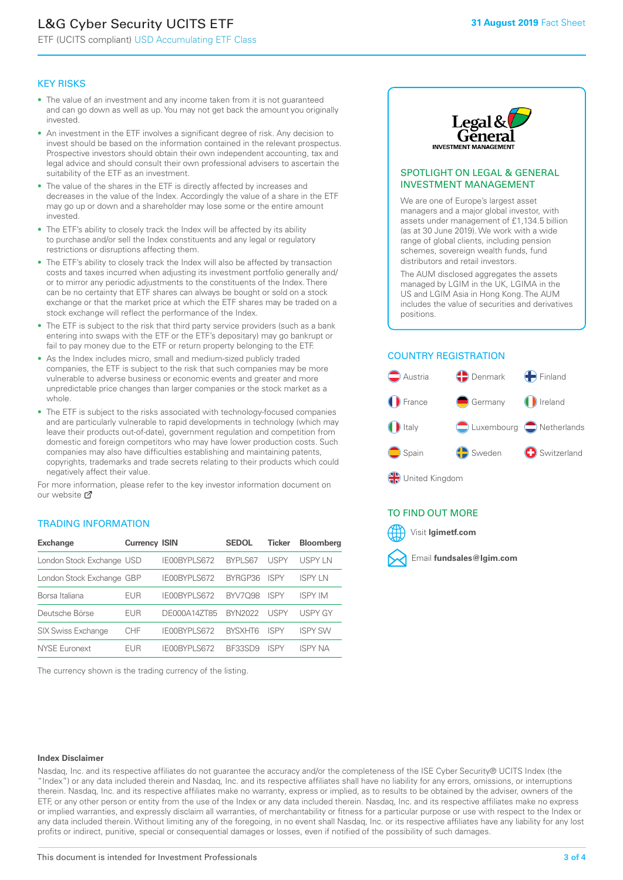# L&G Cyber Security UCITS ETF

ETF (UCITS compliant) USD Accumulating ETF Class

**31 August 2019** Fact Sheet

## KEY RISKS

- The value of an investment and any income taken from it is not guaranteed and can go down as well as up. You may not get back the amount you originally invested.
- An investment in the ETF involves a significant degree of risk. Any decision to invest should be based on the information contained in the relevant prospectus. Prospective investors should obtain their own independent accounting, tax and legal advice and should consult their own professional advisers to ascertain the suitability of the ETF as an investment.
- The value of the shares in the ETF is directly affected by increases and decreases in the value of the Index. Accordingly the value of a share in the ETF may go up or down and a shareholder may lose some or the entire amount invested.
- The ETF's ability to closely track the Index will be affected by its ability to purchase and/or sell the Index constituents and any legal or regulatory restrictions or disruptions affecting them.
- The ETF's ability to closely track the Index will also be affected by transaction costs and taxes incurred when adjusting its investment portfolio generally and/or to mirror any periodic adjustments to the constituents of the Index. There can be no certainty that ETF shares can always be bought or sold on a stock exchange or that the market price at which the ETF shares may be traded on a stock exchange will reflect the performance of the Index.
- The ETF is subject to the risk that third party service providers (such as a bank entering into swaps with the ETF or the ETF's depositary) may go bankrupt or fail to pay money due to the ETF or return property belonging to the ETF.
- As the Index includes micro, small and medium-sized publicly traded companies, the ETF is subject to the risk that such companies may be more vulnerable to adverse business or economic events and greater and more unpredictable price changes than larger companies or the stock market as a whole.
- The ETF is subject to the risks associated with technology-focused companies and are particularly vulnerable to rapid developments in technology (which may leave their products out-of-date), government regulation and competition from domestic and foreign competitors who may have lower production costs. Such companies may also have difficulties establishing and maintaining patents, copyrights, trademarks and trade secrets relating to their products which could negatively affect their value.

For more information, please refer to the key investor information document on our website

## TRADING INFORMATION

| Exchange | Currency | ISIN | SEDOL | Ticker | Bloomberg |
|---|---|---|---|---|---|
| London Stock Exchange | USD | IE00BYPLS672 | BYPLS67 | USPY | USPY LN |
| London Stock Exchange | GBP | IE00BYPLS672 | BYRGP36 | ISPY | ISPY LN |
| Borsa Italiana | EUR | IE00BYPLS672 | BYV7Q98 | ISPY | ISPY IM |
| Deutsche Börse | EUR | DE000A14ZT85 | BYN2022 | USPY | USPY GY |
| SIX Swiss Exchange | CHF | IE00BYPLS672 | BYSXHT6 | ISPY | ISPY SW |
| NYSE Euronext | EUR | IE00BYPLS672 | BF33SD9 | ISPY | ISPY NA |

The currency shown is the trading currency of the listing.

## SPOTLIGHT ON LEGAL & GENERAL INVESTMENT MANAGEMENT

We are one of Europe's largest asset managers and a major global investor, with assets under management of £1,134.5 billion (as at 30 June 2019). We work with a wide range of global clients, including pension schemes, sovereign wealth funds, fund distributors and retail investors.

The AUM disclosed aggregates the assets managed by LGIM in the UK, LGIMA in the US and LGIM Asia in Hong Kong. The AUM includes the value of securities and derivatives positions.

## COUNTRY REGISTRATION

Austria, Denmark, Finland, France, Germany, Ireland, Italy, Luxembourg, Netherlands, Spain, Sweden, Switzerland, United Kingdom

## TO FIND OUT MORE

Visit **lgimetf.com**

Email **fundsales@lgim.com**

**Index Disclaimer**

Nasdaq, Inc. and its respective affiliates do not guarantee the accuracy and/or the completeness of the ISE Cyber Security® UCITS Index (the "Index") or any data included therein and Nasdaq, Inc. and its respective affiliates shall have no liability for any errors, omissions, or interruptions therein. Nasdaq, Inc. and its respective affiliates make no warranty, express or implied, as to results to be obtained by the adviser, owners of the ETF, or any other person or entity from the use of the Index or any data included therein. Nasdaq, Inc. and its respective affiliates make no express or implied warranties, and expressly disclaim all warranties, of merchantability or fitness for a particular purpose or use with respect to the Index or any data included therein. Without limiting any of the foregoing, in no event shall Nasdaq, Inc. or its respective affiliates have any liability for any lost profits or indirect, punitive, special or consequential damages or losses, even if notified of the possibility of such damages.

This document is intended for Investment Professionals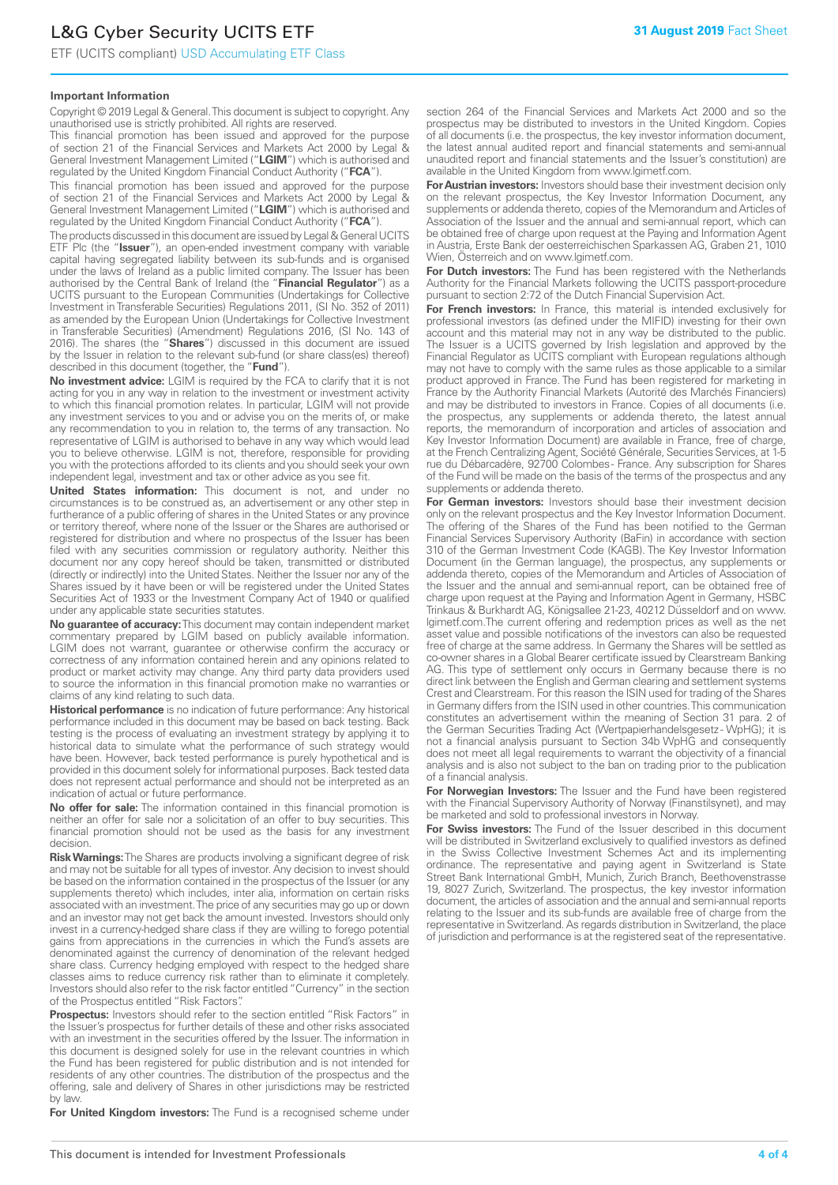### Important Information

Copyright © 2019 Legal & General. This document is subject to copyright. Any unauthorised use is strictly prohibited. All rights are reserved.

This financial promotion has been issued and approved for the purpose of section 21 of the Financial Services and Markets Act 2000 by Legal & General Investment Management Limited ("**LGIM**") which is authorised and regulated by the United Kingdom Financial Conduct Authority ("**FCA**").

This financial promotion has been issued and approved for the purpose of section 21 of the Financial Services and Markets Act 2000 by Legal & General Investment Management Limited ("**LGIM**") which is authorised and regulated by the United Kingdom Financial Conduct Authority ("**FCA**").

The products discussed in this document are issued by Legal & General UCITS ETF Plc (the "**Issuer**"), an open-ended investment company with variable capital having segregated liability between its sub-funds and is organised under the laws of Ireland as a public limited company. The Issuer has been authorised by the Central Bank of Ireland (the "**Financial Regulator**") as a UCITS pursuant to the European Communities (Undertakings for Collective Investment in Transferable Securities) Regulations 2011, (SI No. 352 of 2011) as amended by the European Union (Undertakings for Collective Investment in Transferable Securities) (Amendment) Regulations 2016, (SI No. 143 of 2016). The shares (the "**Shares**") discussed in this document are issued by the Issuer in relation to the relevant sub-fund (or share class(es) thereof) described in this document (together, the "**Fund**").

**No investment advice:** LGIM is required by the FCA to clarify that it is not acting for you in any way in relation to the investment or investment activity to which this financial promotion relates. In particular, LGIM will not provide any investment services to you and or advise you on the merits of, or make any recommendation to you in relation to, the terms of any transaction. No representative of LGIM is authorised to behave in any way which would lead you to believe otherwise. LGIM is not, therefore, responsible for providing you with the protections afforded to its clients and you should seek your own independent legal, investment and tax or other advice as you see fit.

**United States information:** This document is not, and under no circumstances is to be construed as, an advertisement or any other step in furtherance of a public offering of shares in the United States or any province or territory thereof, where none of the Issuer or the Shares are authorised or registered for distribution and where no prospectus of the Issuer has been filed with any securities commission or regulatory authority. Neither this document nor any copy hereof should be taken, transmitted or distributed (directly or indirectly) into the United States. Neither the Issuer nor any of the Shares issued by it have been or will be registered under the United States Securities Act of 1933 or the Investment Company Act of 1940 or qualified under any applicable state securities statutes.

**No guarantee of accuracy:** This document may contain independent market commentary prepared by LGIM based on publicly available information. LGIM does not warrant, guarantee or otherwise confirm the accuracy or correctness of any information contained herein and any opinions related to product or market activity may change. Any third party data providers used to source the information in this financial promotion make no warranties or claims of any kind relating to such data.

**Historical performance** is no indication of future performance: Any historical performance included in this document may be based on back testing. Back testing is the process of evaluating an investment strategy by applying it to historical data to simulate what the performance of such strategy would have been. However, back tested performance is purely hypothetical and is provided in this document solely for informational purposes. Back tested data does not represent actual performance and should not be interpreted as an indication of actual or future performance.

**No offer for sale:** The information contained in this financial promotion is neither an offer for sale nor a solicitation of an offer to buy securities. This financial promotion should not be used as the basis for any investment decision.

**Risk Warnings:** The Shares are products involving a significant degree of risk and may not be suitable for all types of investor. Any decision to invest should be based on the information contained in the prospectus of the Issuer (or any supplements thereto) which includes, inter alia, information on certain risks associated with an investment. The price of any securities may go up or down and an investor may not get back the amount invested. Investors should only invest in a currency-hedged share class if they are willing to forego potential gains from appreciations in the currencies in which the Fund's assets are denominated against the currency of denomination of the relevant hedged share class. Currency hedging employed with respect to the hedged share classes aims to reduce currency risk rather than to eliminate it completely. Investors should also refer to the risk factor entitled "Currency" in the section of the Prospectus entitled "Risk Factors".

**Prospectus:** Investors should refer to the section entitled "Risk Factors" in the Issuer's prospectus for further details of these and other risks associated with an investment in the securities offered by the Issuer. The information in this document is designed solely for use in the relevant countries in which the Fund has been registered for public distribution and is not intended for residents of any other countries. The distribution of the prospectus and the offering, sale and delivery of Shares in other jurisdictions may be restricted by law.

**For United Kingdom investors:** The Fund is a recognised scheme under section 264 of the Financial Services and Markets Act 2000 and so the prospectus may be distributed to investors in the United Kingdom. Copies of all documents (i.e. the prospectus, the key investor information document, the latest annual audited report and financial statements and semi-annual unaudited report and financial statements and the Issuer's constitution) are available in the United Kingdom from www.lgimetf.com.

**For Austrian investors:** Investors should base their investment decision only on the relevant prospectus, the Key Investor Information Document, any supplements or addenda thereto, copies of the Memorandum and Articles of Association of the Issuer and the annual and semi-annual report, which can be obtained free of charge upon request at the Paying and Information Agent in Austria, Erste Bank der oesterreichischen Sparkassen AG, Graben 21, 1010 Wien, Österreich and on www.lgimetf.com.

**For Dutch investors:** The Fund has been registered with the Netherlands Authority for the Financial Markets following the UCITS passport-procedure pursuant to section 2:72 of the Dutch Financial Supervision Act.

**For French investors:** In France, this material is intended exclusively for professional investors (as defined under the MIFID) investing for their own account and this material may not in any way be distributed to the public. The Issuer is a UCITS governed by Irish legislation and approved by the Financial Regulator as UCITS compliant with European regulations although may not have to comply with the same rules as those applicable to a similar product approved in France. The Fund has been registered for marketing in France by the Authority Financial Markets (Autorité des Marchés Financiers) and may be distributed to investors in France. Copies of all documents (i.e. the prospectus, any supplements or addenda thereto, the latest annual reports, the memorandum of incorporation and articles of association and Key Investor Information Document) are available in France, free of charge, at the French Centralizing Agent, Société Générale, Securities Services, at 1-5 rue du Débarcadère, 92700 Colombes - France. Any subscription for Shares of the Fund will be made on the basis of the terms of the prospectus and any supplements or addenda thereto.

**For German investors:** Investors should base their investment decision only on the relevant prospectus and the Key Investor Information Document. The offering of the Shares of the Fund has been notified to the German Financial Services Supervisory Authority (BaFin) in accordance with section 310 of the German Investment Code (KAGB). The Key Investor Information Document (in the German language), the prospectus, any supplements or addenda thereto, copies of the Memorandum and Articles of Association of the Issuer and the annual and semi-annual report, can be obtained free of charge upon request at the Paying and Information Agent in Germany, HSBC Trinkaus & Burkhardt AG, Königsallee 21-23, 40212 Düsseldorf and on www.lgimetf.com. The current offering and redemption prices as well as the net asset value and possible notifications of the investors can also be requested free of charge at the same address. In Germany the Shares will be settled as co-owner shares in a Global Bearer certificate issued by Clearstream Banking AG. This type of settlement only occurs in Germany because there is no direct link between the English and German clearing and settlement systems Crest and Clearstream. For this reason the ISIN used for trading of the Shares in Germany differs from the ISIN used in other countries. This communication constitutes an advertisement within the meaning of Section 31 para. 2 of the German Securities Trading Act (Wertpapierhandelsgesetz - WpHG); it is not a financial analysis pursuant to Section 34b WpHG and consequently does not meet all legal requirements to warrant the objectivity of a financial analysis and is also not subject to the ban on trading prior to the publication of a financial analysis.

**For Norwegian Investors:** The Issuer and the Fund have been registered with the Financial Supervisory Authority of Norway (Finanstilsynet), and may be marketed and sold to professional investors in Norway.

**For Swiss investors:** The Fund of the Issuer described in this document will be distributed in Switzerland exclusively to qualified investors as defined in the Swiss Collective Investment Schemes Act and its implementing ordinance. The representative and paying agent in Switzerland is State Street Bank International GmbH, Munich, Zurich Branch, Beethovenstrasse 19, 8027 Zurich, Switzerland. The prospectus, the key investor information document, the articles of association and the annual and semi-annual reports relating to the Issuer and its sub-funds are available free of charge from the representative in Switzerland. As regards distribution in Switzerland, the place of jurisdiction and performance is at the registered seat of the representative.

This document is intended for Investment Professionals